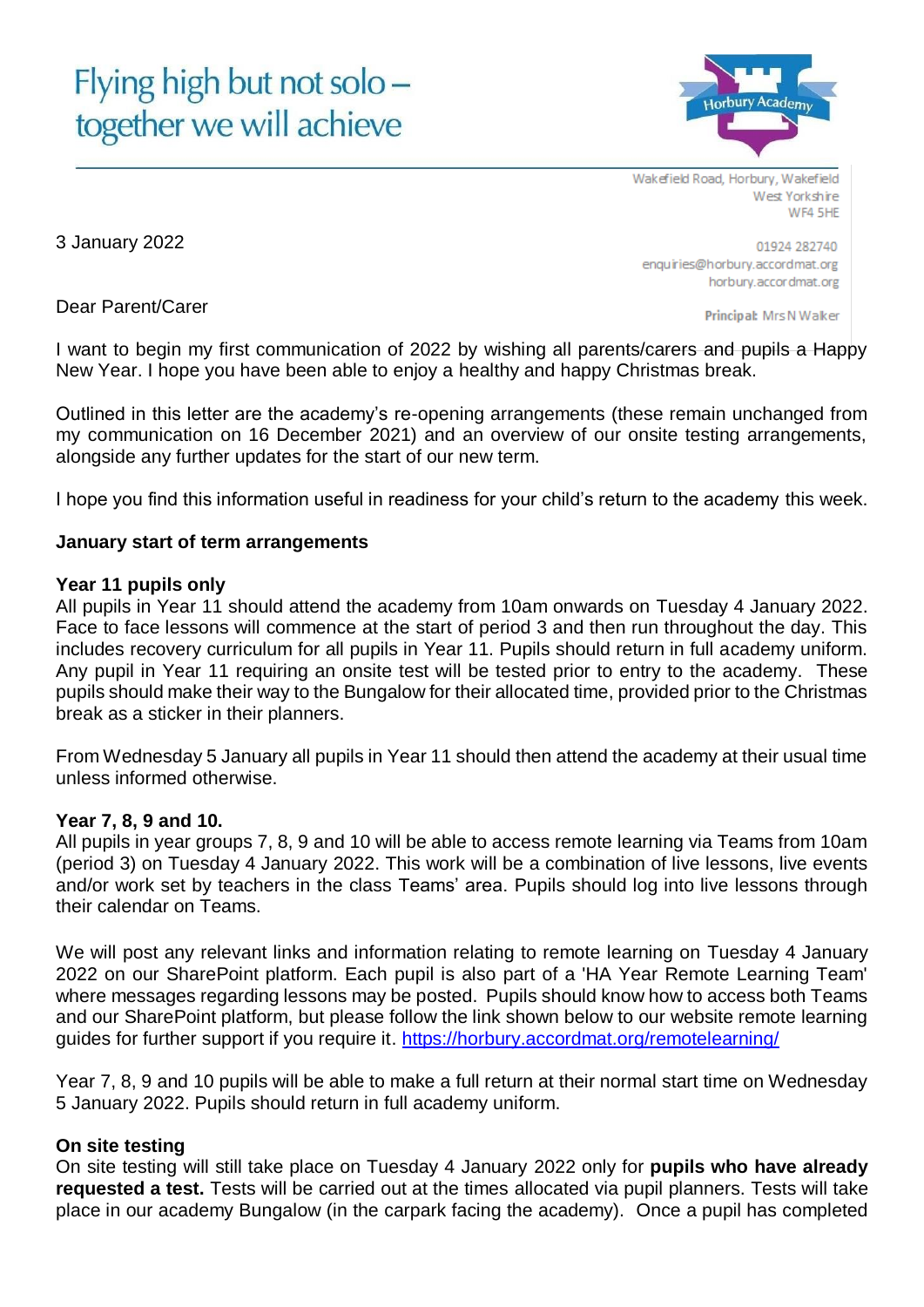# Flying high but not solo – together we will achieve

Wakefield Road, Horbury, Wakefield
West Yorkshire
WF4 5HE

01924 282740
enquiries@horbury.accordmat.org
horbury.accordmat.org

**Principal:** Mrs N Walker

3 January 2022

Dear Parent/Carer

I want to begin my first communication of 2022 by wishing all parents/carers and pupils a Happy New Year. I hope you have been able to enjoy a healthy and happy Christmas break.

Outlined in this letter are the academy's re-opening arrangements (these remain unchanged from my communication on 16 December 2021) and an overview of our onsite testing arrangements, alongside any further updates for the start of our new term.

I hope you find this information useful in readiness for your child's return to the academy this week.

**January start of term arrangements**

**Year 11 pupils only**

All pupils in Year 11 should attend the academy from 10am onwards on Tuesday 4 January 2022. Face to face lessons will commence at the start of period 3 and then run throughout the day. This includes recovery curriculum for all pupils in Year 11. Pupils should return in full academy uniform. Any pupil in Year 11 requiring an onsite test will be tested prior to entry to the academy. These pupils should make their way to the Bungalow for their allocated time, provided prior to the Christmas break as a sticker in their planners.

From Wednesday 5 January all pupils in Year 11 should then attend the academy at their usual time unless informed otherwise.

**Year 7, 8, 9 and 10.**

All pupils in year groups 7, 8, 9 and 10 will be able to access remote learning via Teams from 10am (period 3) on Tuesday 4 January 2022. This work will be a combination of live lessons, live events and/or work set by teachers in the class Teams' area. Pupils should log into live lessons through their calendar on Teams.

We will post any relevant links and information relating to remote learning on Tuesday 4 January 2022 on our SharePoint platform. Each pupil is also part of a 'HA Year Remote Learning Team' where messages regarding lessons may be posted. Pupils should know how to access both Teams and our SharePoint platform, but please follow the link shown below to our website remote learning guides for further support if you require it. https://horbury.accordmat.org/remotelearning/

Year 7, 8, 9 and 10 pupils will be able to make a full return at their normal start time on Wednesday 5 January 2022. Pupils should return in full academy uniform.

**On site testing**

On site testing will still take place on Tuesday 4 January 2022 only for **pupils who have already requested a test.** Tests will be carried out at the times allocated via pupil planners. Tests will take place in our academy Bungalow (in the carpark facing the academy). Once a pupil has completed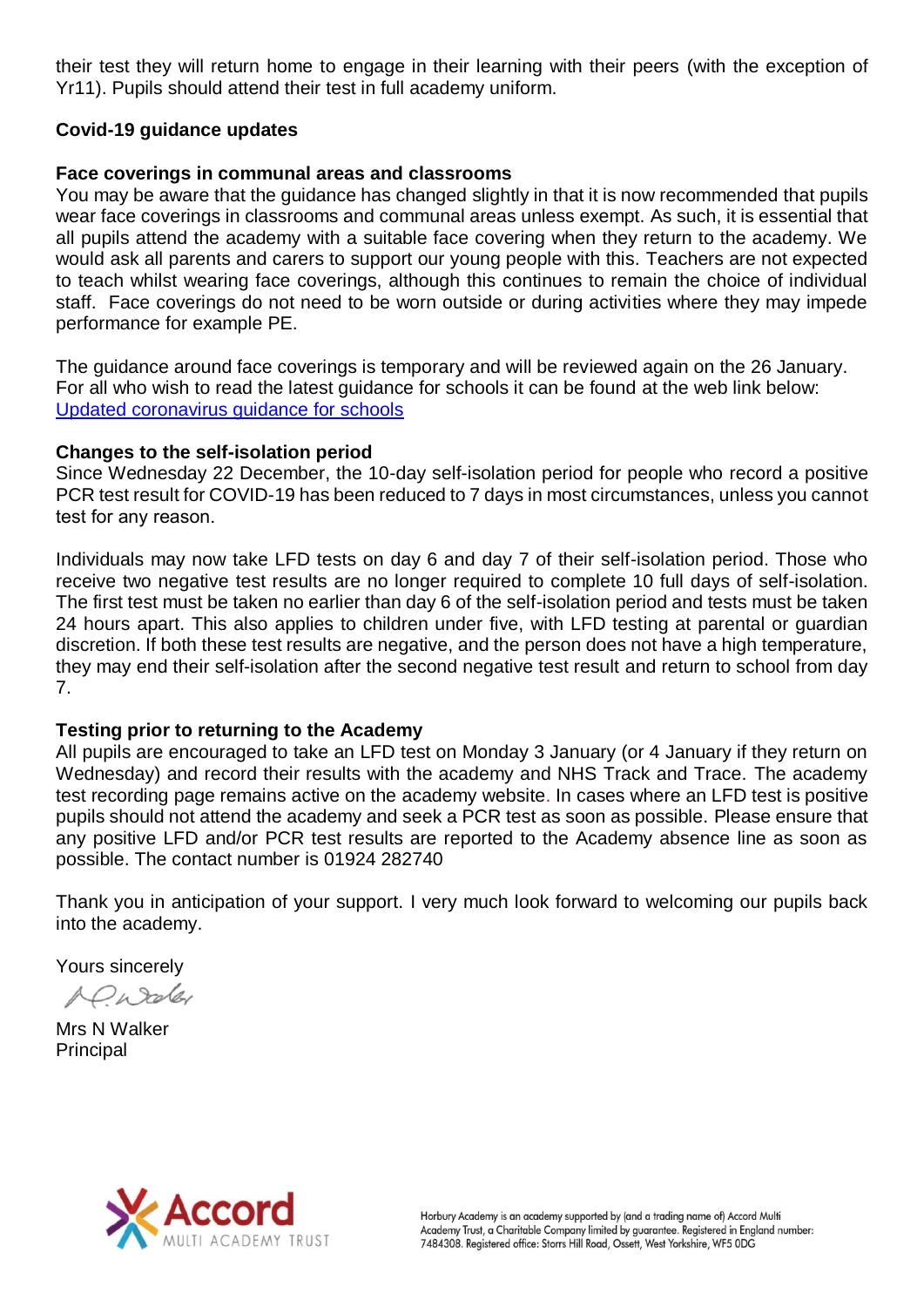their test they will return home to engage in their learning with their peers (with the exception of Yr11). Pupils should attend their test in full academy uniform.

**Covid-19 guidance updates**

**Face coverings in communal areas and classrooms**

You may be aware that the guidance has changed slightly in that it is now recommended that pupils wear face coverings in classrooms and communal areas unless exempt. As such, it is essential that all pupils attend the academy with a suitable face covering when they return to the academy. We would ask all parents and carers to support our young people with this. Teachers are not expected to teach whilst wearing face coverings, although this continues to remain the choice of individual staff. Face coverings do not need to be worn outside or during activities where they may impede performance for example PE.

The guidance around face coverings is temporary and will be reviewed again on the 26 January. For all who wish to read the latest guidance for schools it can be found at the web link below:
Updated coronavirus guidance for schools

**Changes to the self-isolation period**

Since Wednesday 22 December, the 10-day self-isolation period for people who record a positive PCR test result for COVID-19 has been reduced to 7 days in most circumstances, unless you cannot test for any reason.

Individuals may now take LFD tests on day 6 and day 7 of their self-isolation period. Those who receive two negative test results are no longer required to complete 10 full days of self-isolation. The first test must be taken no earlier than day 6 of the self-isolation period and tests must be taken 24 hours apart. This also applies to children under five, with LFD testing at parental or guardian discretion. If both these test results are negative, and the person does not have a high temperature, they may end their self-isolation after the second negative test result and return to school from day 7.

**Testing prior to returning to the Academy**

All pupils are encouraged to take an LFD test on Monday 3 January (or 4 January if they return on Wednesday) and record their results with the academy and NHS Track and Trace. The academy test recording page remains active on the academy website. In cases where an LFD test is positive pupils should not attend the academy and seek a PCR test as soon as possible. Please ensure that any positive LFD and/or PCR test results are reported to the Academy absence line as soon as possible. The contact number is 01924 282740

Thank you in anticipation of your support. I very much look forward to welcoming our pupils back into the academy.

Yours sincerely

Mrs N Walker
Principal

Horbury Academy is an academy supported by (and a trading name of) Accord Multi Academy Trust, a Charitable Company limited by guarantee. Registered in England number: 7484308. Registered office: Storrs Hill Road, Ossett, West Yorkshire, WF5 0DG